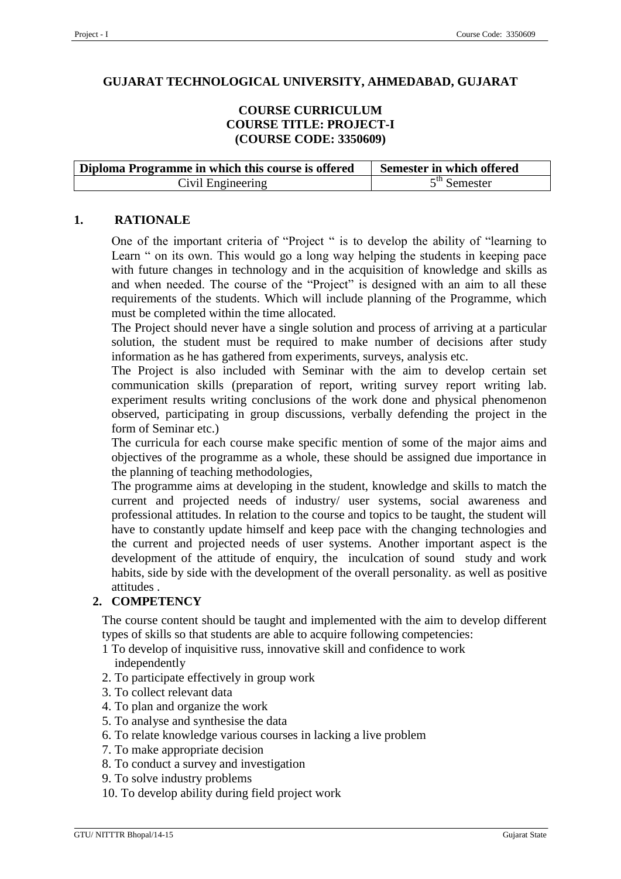**GUJARAT TECHNOLOGICAL UNIVERSITY, AHMEDABAD, GUJARAT**

**COURSE CURRICULUM**
**COURSE TITLE: PROJECT-I**
**(COURSE CODE: 3350609)**

| Diploma Programme in which this course is offered | Semester in which offered |
|---|---|
| Civil Engineering | 5th Semester |

## 1. RATIONALE

One of the important criteria of "Project " is to develop the ability of "learning to Learn " on its own. This would go a long way helping the students in keeping pace with future changes in technology and in the acquisition of knowledge and skills as and when needed. The course of the "Project" is designed with an aim to all these requirements of the students. Which will include planning of the Programme, which must be completed within the time allocated.

The Project should never have a single solution and process of arriving at a particular solution, the student must be required to make number of decisions after study information as he has gathered from experiments, surveys, analysis etc.

The Project is also included with Seminar with the aim to develop certain set communication skills (preparation of report, writing survey report writing lab. experiment results writing conclusions of the work done and physical phenomenon observed, participating in group discussions, verbally defending the project in the form of Seminar etc.)

The curricula for each course make specific mention of some of the major aims and objectives of the programme as a whole, these should be assigned due importance in the planning of teaching methodologies,

The programme aims at developing in the student, knowledge and skills to match the current and projected needs of industry/ user systems, social awareness and professional attitudes. In relation to the course and topics to be taught, the student will have to constantly update himself and keep pace with the changing technologies and the current and projected needs of user systems. Another important aspect is the development of the attitude of enquiry, the inculcation of sound study and work habits, side by side with the development of the overall personality. as well as positive attitudes .

## 2. COMPETENCY

The course content should be taught and implemented with the aim to develop different types of skills so that students are able to acquire following competencies:

1 To develop of inquisitive russ, innovative skill and confidence to work independently
2. To participate effectively in group work
3. To collect relevant data
4. To plan and organize the work
5. To analyse and synthesise the data
6. To relate knowledge various courses in lacking a live problem
7. To make appropriate decision
8. To conduct a survey and investigation
9. To solve industry problems
10. To develop ability during field project work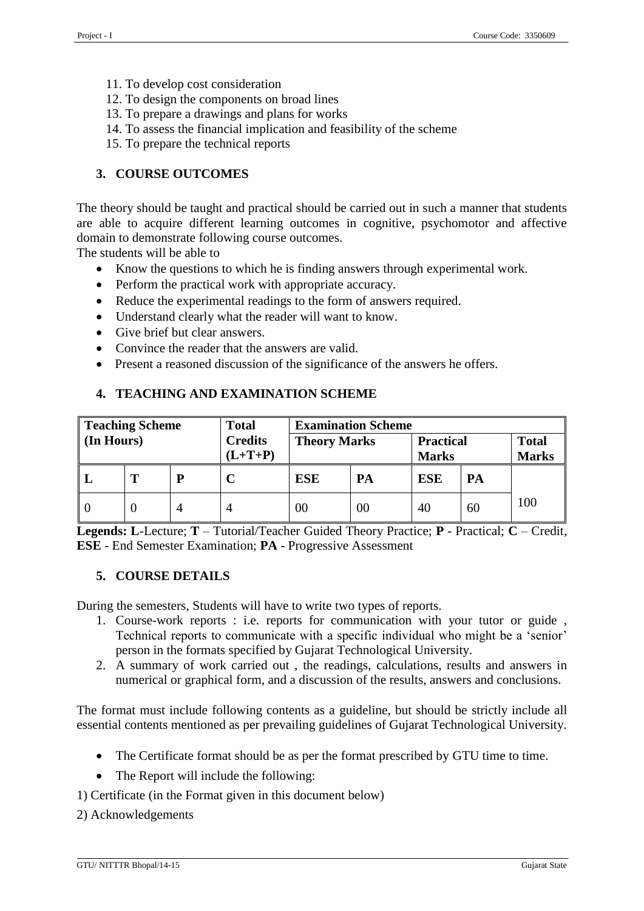11. To develop cost consideration
12. To design the components on broad lines
13. To prepare a drawings and plans for works
14. To assess the financial implication and feasibility of the scheme
15. To prepare the technical reports

## 3. COURSE OUTCOMES

The theory should be taught and practical should be carried out in such a manner that students are able to acquire different learning outcomes in cognitive, psychomotor and affective domain to demonstrate following course outcomes.

The students will be able to

- Know the questions to which he is finding answers through experimental work.
- Perform the practical work with appropriate accuracy.
- Reduce the experimental readings to the form of answers required.
- Understand clearly what the reader will want to know.
- Give brief but clear answers.
- Convince the reader that the answers are valid.
- Present a reasoned discussion of the significance of the answers he offers.

## 4. TEACHING AND EXAMINATION SCHEME

| **Teaching Scheme (In Hours)** | | | **Total Credits (L+T+P)** | **Examination Scheme** | | | | |
|---|---|---|---|---|---|---|---|---|
| | | | | **Theory Marks** | | **Practical Marks** | | **Total Marks** |
| **L** | **T** | **P** | **C** | **ESE** | **PA** | **ESE** | **PA** | |
| 0 | 0 | 4 | 4 | 00 | 00 | 40 | 60 | 100 |

**Legends: L**-Lecture; **T** – Tutorial/Teacher Guided Theory Practice; **P** - Practical; **C** – Credit, **ESE** - End Semester Examination; **PA** - Progressive Assessment

## 5. COURSE DETAILS

During the semesters, Students will have to write two types of reports.

1. Course-work reports : i.e. reports for communication with your tutor or guide , Technical reports to communicate with a specific individual who might be a 'senior' person in the formats specified by Gujarat Technological University.
2. A summary of work carried out , the readings, calculations, results and answers in numerical or graphical form, and a discussion of the results, answers and conclusions.

The format must include following contents as a guideline, but should be strictly include all essential contents mentioned as per prevailing guidelines of Gujarat Technological University.

- The Certificate format should be as per the format prescribed by GTU time to time.
- The Report will include the following:

1) Certificate (in the Format given in this document below)

2) Acknowledgements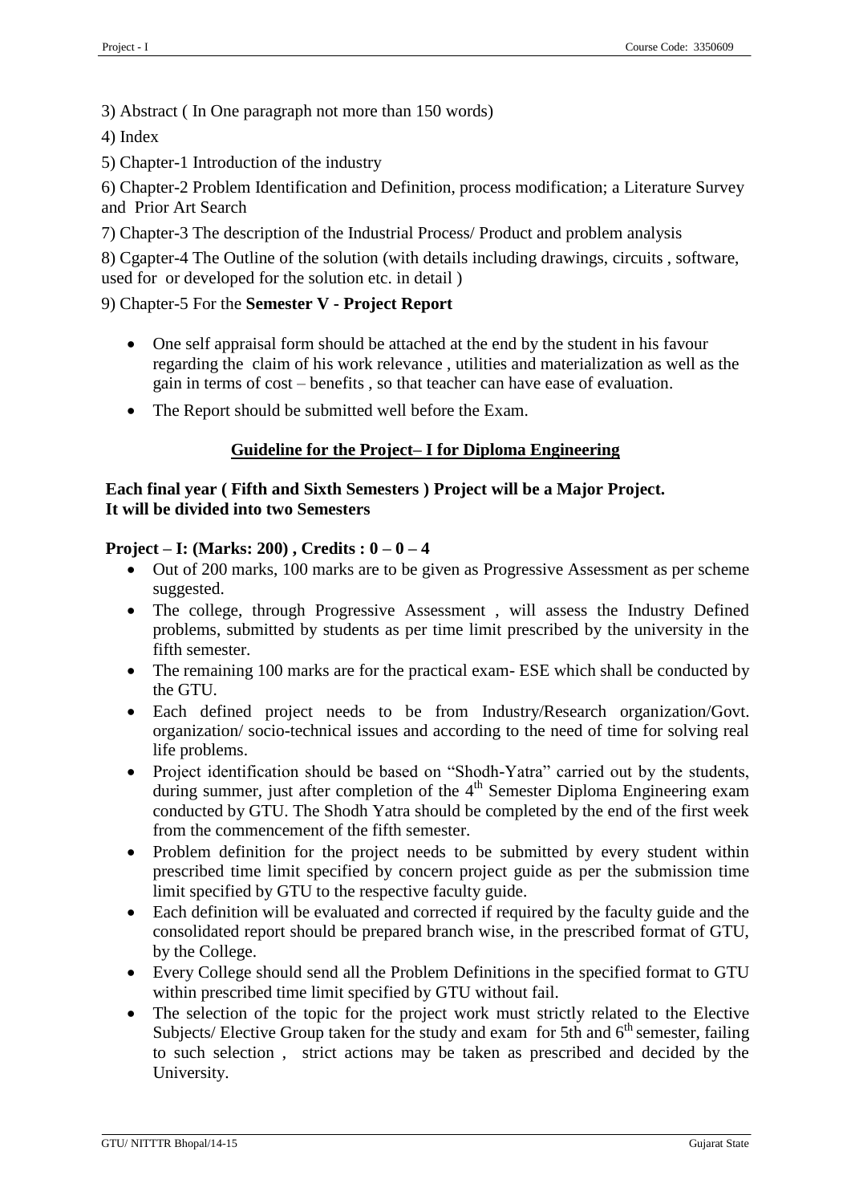3) Abstract ( In One paragraph not more than 150 words)

4) Index

5) Chapter-1 Introduction of the industry

6) Chapter-2 Problem Identification and Definition, process modification; a Literature Survey and Prior Art Search

7) Chapter-3 The description of the Industrial Process/ Product and problem analysis

8) Cgapter-4 The Outline of the solution (with details including drawings, circuits , software, used for or developed for the solution etc. in detail )

9) Chapter-5 For the **Semester V - Project Report**

- One self appraisal form should be attached at the end by the student in his favour regarding the claim of his work relevance , utilities and materialization as well as the gain in terms of cost – benefits , so that teacher can have ease of evaluation.
- The Report should be submitted well before the Exam.

## Guideline for the Project– I for Diploma Engineering

**Each final year ( Fifth and Sixth Semesters ) Project will be a Major Project. It will be divided into two Semesters**

**Project – I: (Marks: 200) , Credits : 0 – 0 – 4**

- Out of 200 marks, 100 marks are to be given as Progressive Assessment as per scheme suggested.
- The college, through Progressive Assessment , will assess the Industry Defined problems, submitted by students as per time limit prescribed by the university in the fifth semester.
- The remaining 100 marks are for the practical exam- ESE which shall be conducted by the GTU.
- Each defined project needs to be from Industry/Research organization/Govt. organization/ socio-technical issues and according to the need of time for solving real life problems.
- Project identification should be based on "Shodh-Yatra" carried out by the students, during summer, just after completion of the 4th Semester Diploma Engineering exam conducted by GTU. The Shodh Yatra should be completed by the end of the first week from the commencement of the fifth semester.
- Problem definition for the project needs to be submitted by every student within prescribed time limit specified by concern project guide as per the submission time limit specified by GTU to the respective faculty guide.
- Each definition will be evaluated and corrected if required by the faculty guide and the consolidated report should be prepared branch wise, in the prescribed format of GTU, by the College.
- Every College should send all the Problem Definitions in the specified format to GTU within prescribed time limit specified by GTU without fail.
- The selection of the topic for the project work must strictly related to the Elective Subjects/ Elective Group taken for the study and exam for 5th and 6th semester, failing to such selection , strict actions may be taken as prescribed and decided by the University.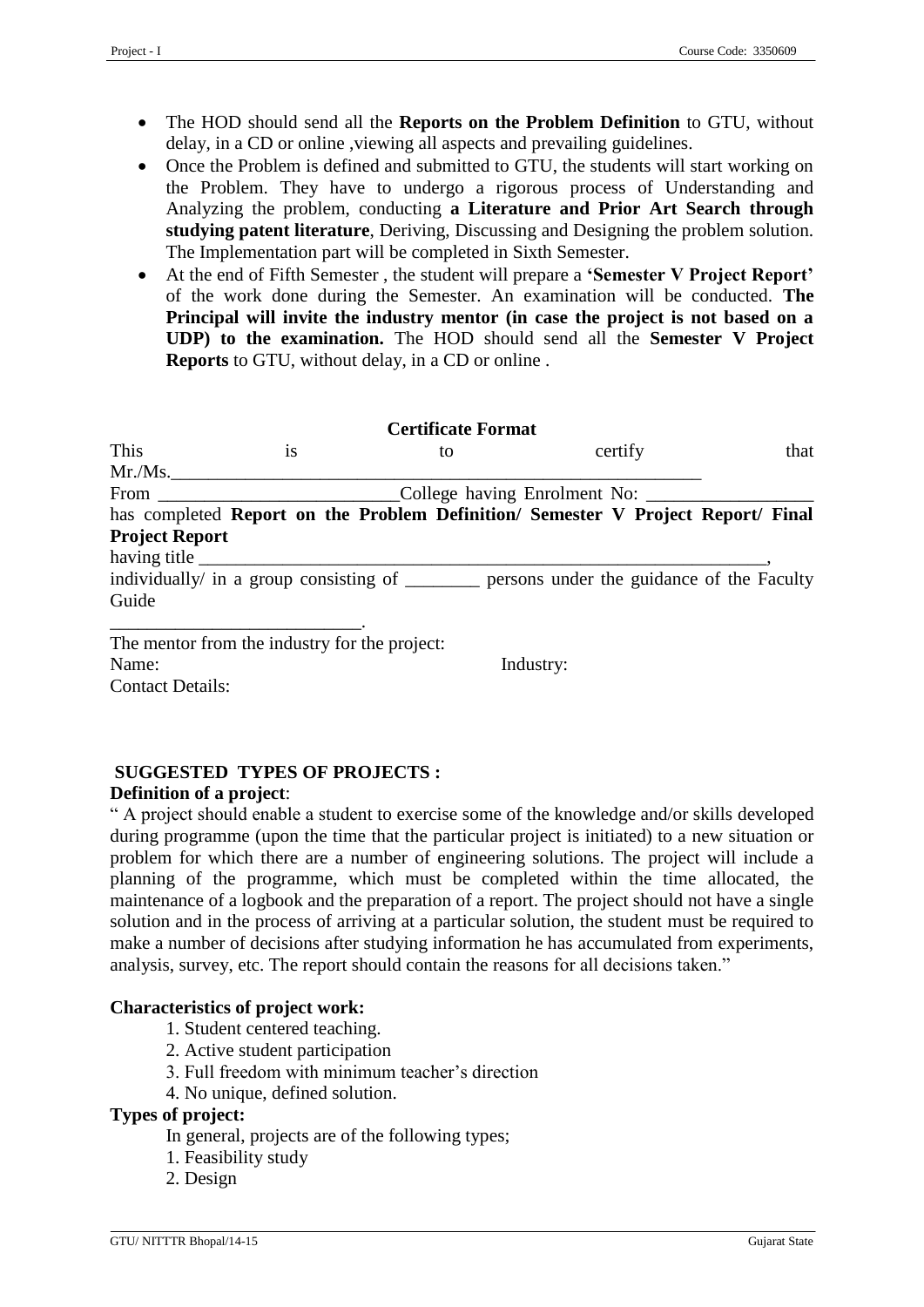- The HOD should send all the **Reports on the Problem Definition** to GTU, without delay, in a CD or online ,viewing all aspects and prevailing guidelines.
- Once the Problem is defined and submitted to GTU, the students will start working on the Problem. They have to undergo a rigorous process of Understanding and Analyzing the problem, conducting **a Literature and Prior Art Search through studying patent literature**, Deriving, Discussing and Designing the problem solution. The Implementation part will be completed in Sixth Semester.
- At the end of Fifth Semester , the student will prepare a **'Semester V Project Report'** of the work done during the Semester. An examination will be conducted. **The Principal will invite the industry mentor (in case the project is not based on a UDP) to the examination.** The HOD should send all the **Semester V Project Reports** to GTU, without delay, in a CD or online .

**Certificate Format**

This is to certify that Mr./Ms.____________________________________________________________

From __________________________College having Enrolment No: __________________

has completed **Report on the Problem Definition/ Semester V Project Report/ Final Project Report**

having title _______________________________________________________________,

individually/ in a group consisting of ________ persons under the guidance of the Faculty Guide

___________________________.

The mentor from the industry for the project:

Name: Industry:

Contact Details:

**SUGGESTED TYPES OF PROJECTS :**

**Definition of a project**:

" A project should enable a student to exercise some of the knowledge and/or skills developed during programme (upon the time that the particular project is initiated) to a new situation or problem for which there are a number of engineering solutions. The project will include a planning of the programme, which must be completed within the time allocated, the maintenance of a logbook and the preparation of a report. The project should not have a single solution and in the process of arriving at a particular solution, the student must be required to make a number of decisions after studying information he has accumulated from experiments, analysis, survey, etc. The report should contain the reasons for all decisions taken."

**Characteristics of project work:**

1. Student centered teaching.
2. Active student participation
3. Full freedom with minimum teacher's direction
4. No unique, defined solution.

**Types of project:**

In general, projects are of the following types;

1. Feasibility study
2. Design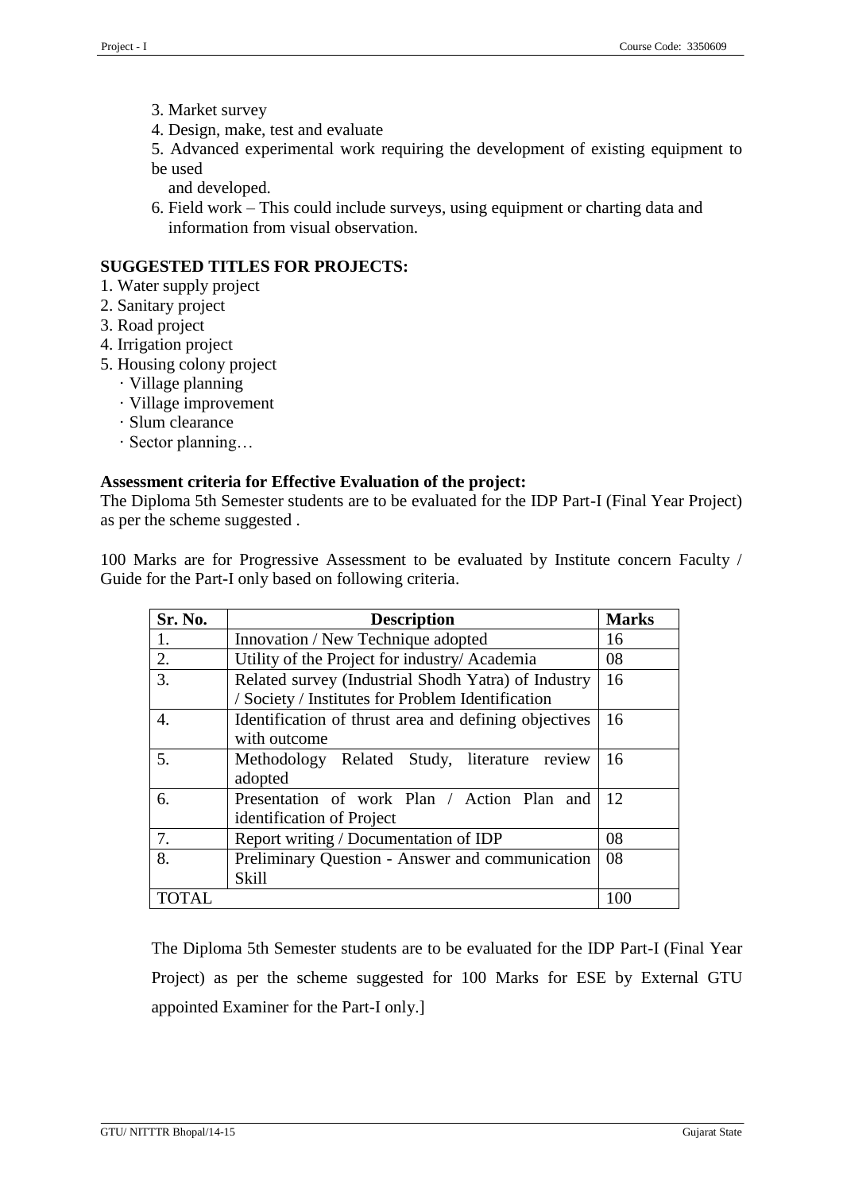3. Market survey
4. Design, make, test and evaluate
5. Advanced experimental work requiring the development of existing equipment to be used
   and developed.
6. Field work – This could include surveys, using equipment or charting data and information from visual observation.

**SUGGESTED TITLES FOR PROJECTS:**

1. Water supply project
2. Sanitary project
3. Road project
4. Irrigation project
5. Housing colony project
   · Village planning
   · Village improvement
   · Slum clearance
   · Sector planning…

**Assessment criteria for Effective Evaluation of the project:**

The Diploma 5th Semester students are to be evaluated for the IDP Part-I (Final Year Project) as per the scheme suggested .

100 Marks are for Progressive Assessment to be evaluated by Institute concern Faculty / Guide for the Part-I only based on following criteria.

| Sr. No. | Description | Marks |
|---|---|---|
| 1. | Innovation / New Technique adopted | 16 |
| 2. | Utility of the Project for industry/ Academia | 08 |
| 3. | Related survey (Industrial Shodh Yatra) of Industry / Society / Institutes for Problem Identification | 16 |
| 4. | Identification of thrust area and defining objectives with outcome | 16 |
| 5. | Methodology Related Study, literature review adopted | 16 |
| 6. | Presentation of work Plan / Action Plan and identification of Project | 12 |
| 7. | Report writing / Documentation of IDP | 08 |
| 8. | Preliminary Question - Answer and communication Skill | 08 |
| TOTAL | | 100 |

The Diploma 5th Semester students are to be evaluated for the IDP Part-I (Final Year Project) as per the scheme suggested for 100 Marks for ESE by External GTU appointed Examiner for the Part-I only.]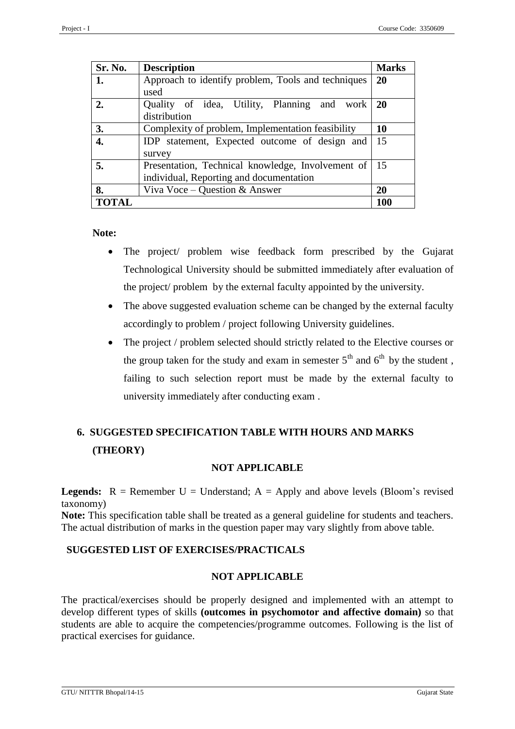| Sr. No. | Description | Marks |
| --- | --- | --- |
| **1.** | Approach to identify problem, Tools and techniques used | **20** |
| **2.** | Quality of idea, Utility, Planning and work distribution | **20** |
| **3.** | Complexity of problem, Implementation feasibility | **10** |
| **4.** | IDP statement, Expected outcome of design and survey | 15 |
| **5.** | Presentation, Technical knowledge, Involvement of individual, Reporting and documentation | 15 |
| **8.** | Viva Voce – Question & Answer | **20** |
| **TOTAL** | | **100** |

**Note:**

- The project/ problem wise feedback form prescribed by the Gujarat Technological University should be submitted immediately after evaluation of the project/ problem by the external faculty appointed by the university.
- The above suggested evaluation scheme can be changed by the external faculty accordingly to problem / project following University guidelines.
- The project / problem selected should strictly related to the Elective courses or the group taken for the study and exam in semester 5th and 6th by the student , failing to such selection report must be made by the external faculty to university immediately after conducting exam .

## 6. SUGGESTED SPECIFICATION TABLE WITH HOURS AND MARKS (THEORY)

**NOT APPLICABLE**

**Legends:** R = Remember U = Understand; A = Apply and above levels (Bloom's revised taxonomy)

**Note:** This specification table shall be treated as a general guideline for students and teachers. The actual distribution of marks in the question paper may vary slightly from above table.

## SUGGESTED LIST OF EXERCISES/PRACTICALS

**NOT APPLICABLE**

The practical/exercises should be properly designed and implemented with an attempt to develop different types of skills **(outcomes in psychomotor and affective domain)** so that students are able to acquire the competencies/programme outcomes. Following is the list of practical exercises for guidance.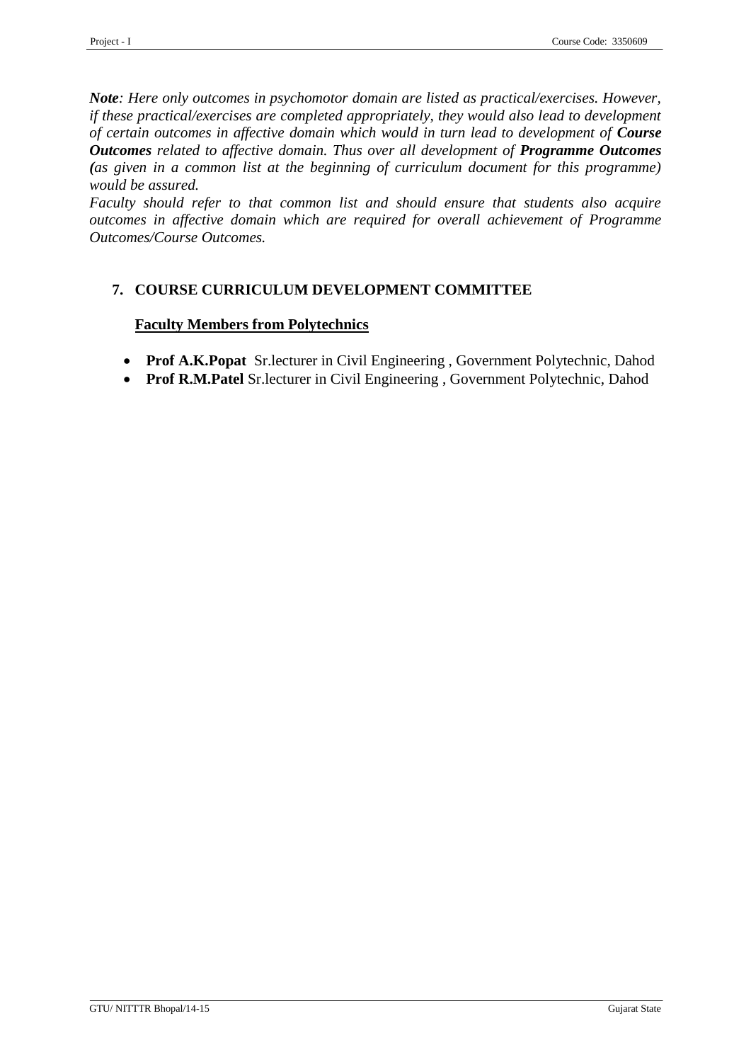***Note**: Here only outcomes in psychomotor domain are listed as practical/exercises. However, if these practical/exercises are completed appropriately, they would also lead to development of certain outcomes in affective domain which would in turn lead to development of **Course Outcomes** related to affective domain. Thus over all development of **Programme Outcomes (**as given in a common list at the beginning of curriculum document for this programme) would be assured.*

*Faculty should refer to that common list and should ensure that students also acquire outcomes in affective domain which are required for overall achievement of Programme Outcomes/Course Outcomes.*

## 7. COURSE CURRICULUM DEVELOPMENT COMMITTEE

**Faculty Members from Polytechnics**

- **Prof A.K.Popat** Sr.lecturer in Civil Engineering , Government Polytechnic, Dahod
- **Prof R.M.Patel** Sr.lecturer in Civil Engineering , Government Polytechnic, Dahod